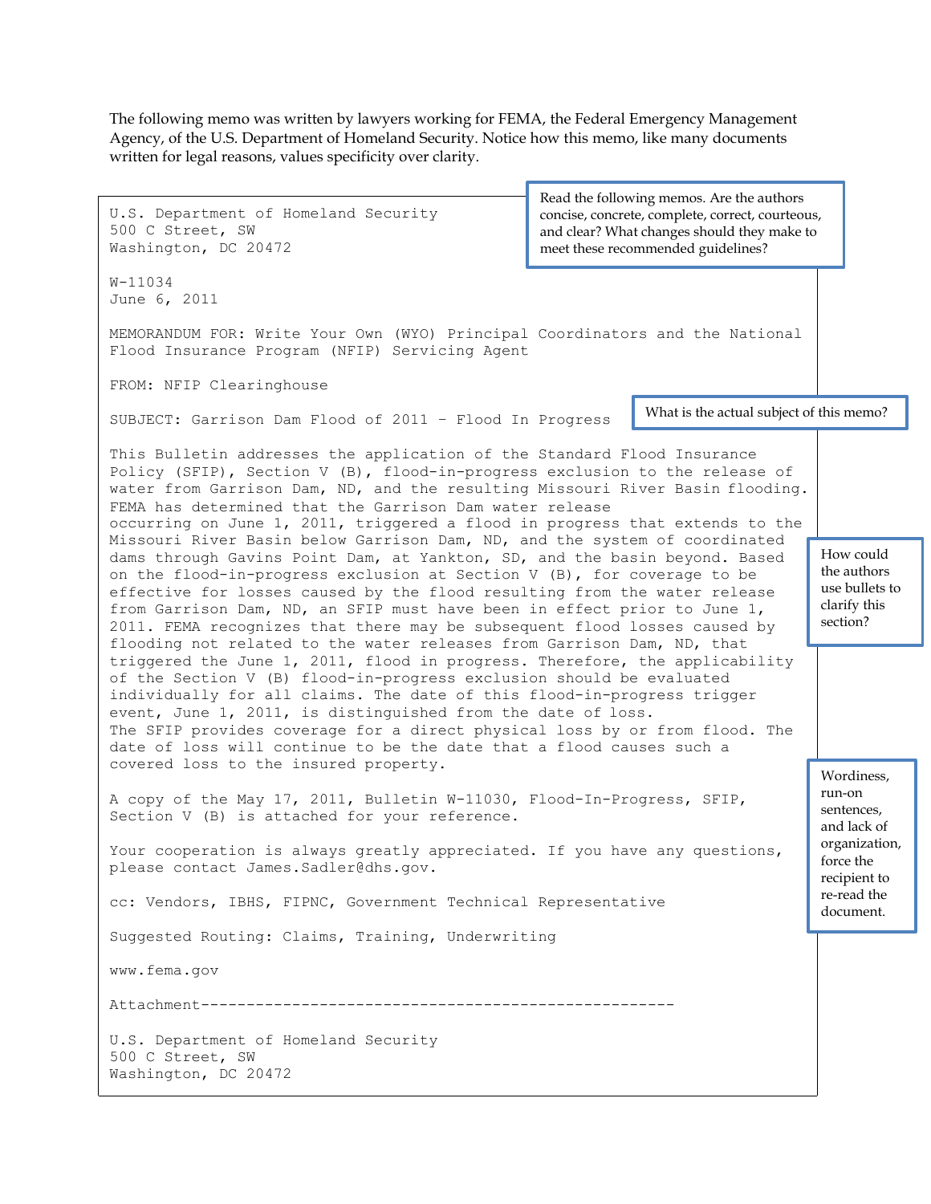The following memo was written by lawyers working for FEMA, the Federal Emergency Management Agency, of the U.S. Department of Homeland Security. Notice how this memo, like many documents written for legal reasons, values specificity over clarity.

> Read the following memos. Are the authors concise, concrete, complete, correct, courteous, and clear? What changes should they make to meet these recommended guidelines?

```
U.S. Department of Homeland Security
500 C Street, SW
Washington, DC 20472

W-11034
June 6, 2011

MEMORANDUM FOR: Write Your Own (WYO) Principal Coordinators and the National
Flood Insurance Program (NFIP) Servicing Agent

FROM: NFIP Clearinghouse

SUBJECT: Garrison Dam Flood of 2011 – Flood In Progress
```

> What is the actual subject of this memo?

```
This Bulletin addresses the application of the Standard Flood Insurance
Policy (SFIP), Section V (B), flood-in-progress exclusion to the release of
water from Garrison Dam, ND, and the resulting Missouri River Basin flooding.
FEMA has determined that the Garrison Dam water release
occurring on June 1, 2011, triggered a flood in progress that extends to the
Missouri River Basin below Garrison Dam, ND, and the system of coordinated
dams through Gavins Point Dam, at Yankton, SD, and the basin beyond. Based
on the flood-in-progress exclusion at Section V (B), for coverage to be
effective for losses caused by the flood resulting from the water release
from Garrison Dam, ND, an SFIP must have been in effect prior to June 1,
2011. FEMA recognizes that there may be subsequent flood losses caused by
flooding not related to the water releases from Garrison Dam, ND, that
triggered the June 1, 2011, flood in progress. Therefore, the applicability
of the Section V (B) flood-in-progress exclusion should be evaluated
individually for all claims. The date of this flood-in-progress trigger
event, June 1, 2011, is distinguished from the date of loss.
The SFIP provides coverage for a direct physical loss by or from flood. The
date of loss will continue to be the date that a flood causes such a
covered loss to the insured property.
```

> How could the authors use bullets to clarify this section?

> Wordiness, run-on sentences, and lack of organization, force the recipient to re-read the document.

```
A copy of the May 17, 2011, Bulletin W-11030, Flood-In-Progress, SFIP,
Section V (B) is attached for your reference.

Your cooperation is always greatly appreciated. If you have any questions,
please contact James.Sadler@dhs.gov.

cc: Vendors, IBHS, FIPNC, Government Technical Representative

Suggested Routing: Claims, Training, Underwriting

www.fema.gov

Attachment------------------------------------------------------

U.S. Department of Homeland Security
500 C Street, SW
Washington, DC 20472
```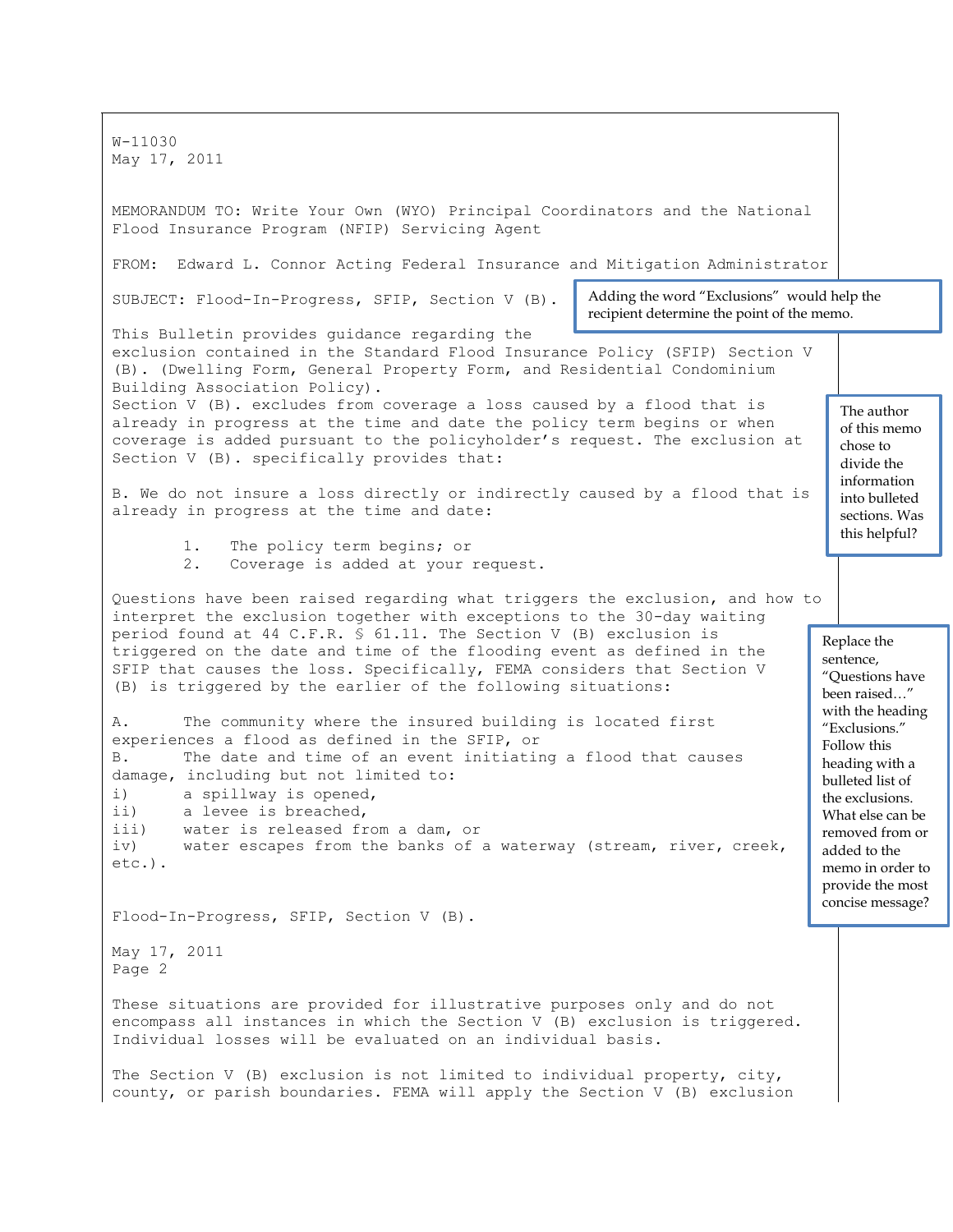W-11030
May 17, 2011

MEMORANDUM TO: Write Your Own (WYO) Principal Coordinators and the National Flood Insurance Program (NFIP) Servicing Agent

FROM: Edward L. Connor Acting Federal Insurance and Mitigation Administrator

SUBJECT: Flood-In-Progress, SFIP, Section V (B).

> Adding the word "Exclusions" would help the recipient determine the point of the memo.

This Bulletin provides guidance regarding the exclusion contained in the Standard Flood Insurance Policy (SFIP) Section V (B). (Dwelling Form, General Property Form, and Residential Condominium Building Association Policy).

Section V (B). excludes from coverage a loss caused by a flood that is already in progress at the time and date the policy term begins or when coverage is added pursuant to the policyholder's request. The exclusion at Section V (B). specifically provides that:

> The author of this memo chose to divide the information into bulleted sections. Was this helpful?

B. We do not insure a loss directly or indirectly caused by a flood that is already in progress at the time and date:

1. The policy term begins; or
2. Coverage is added at your request.

Questions have been raised regarding what triggers the exclusion, and how to interpret the exclusion together with exceptions to the 30-day waiting period found at 44 C.F.R. § 61.11. The Section V (B) exclusion is triggered on the date and time of the flooding event as defined in the SFIP that causes the loss. Specifically, FEMA considers that Section V (B) is triggered by the earlier of the following situations:

> Replace the sentence, "Questions have been raised…" with the heading "Exclusions." Follow this heading with a bulleted list of the exclusions. What else can be removed from or added to the memo in order to provide the most concise message?

A. The community where the insured building is located first experiences a flood as defined in the SFIP, or

B. The date and time of an event initiating a flood that causes damage, including but not limited to:

i) a spillway is opened,
ii) a levee is breached,
iii) water is released from a dam, or
iv) water escapes from the banks of a waterway (stream, river, creek, etc.).

These situations are provided for illustrative purposes only and do not encompass all instances in which the Section V (B) exclusion is triggered. Individual losses will be evaluated on an individual basis.

The Section V (B) exclusion is not limited to individual property, city, county, or parish boundaries. FEMA will apply the Section V (B) exclusion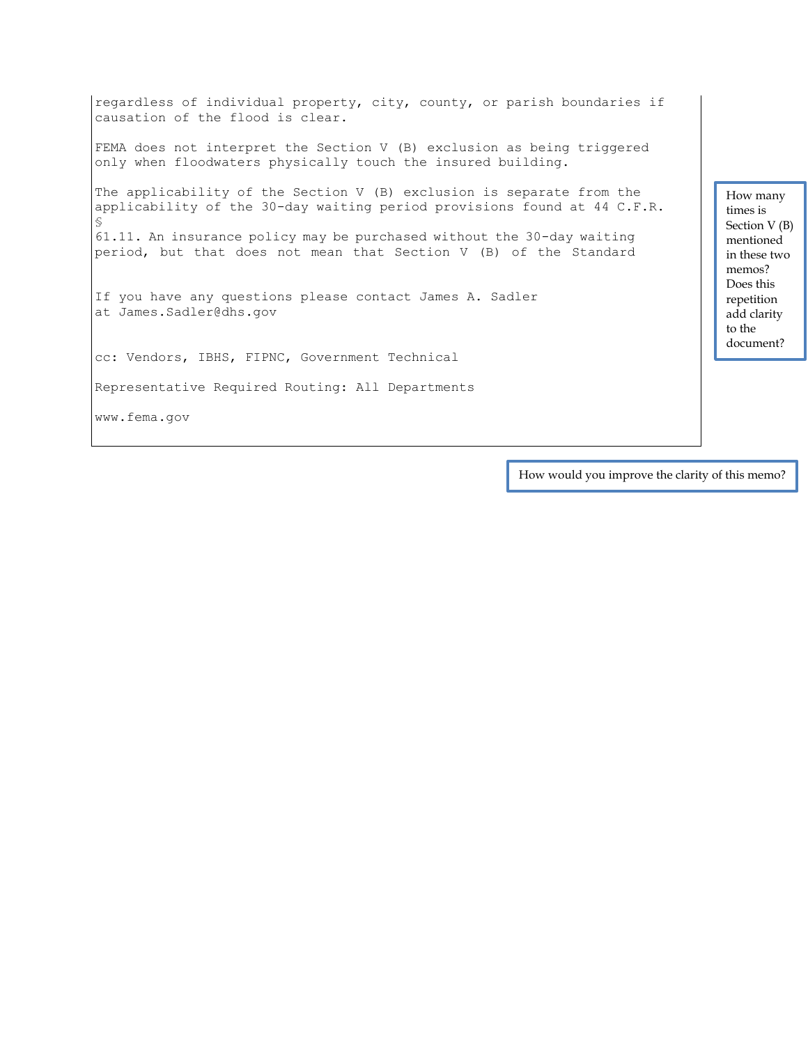regardless of individual property, city, county, or parish boundaries if causation of the flood is clear.

FEMA does not interpret the Section V (B) exclusion as being triggered only when floodwaters physically touch the insured building.

The applicability of the Section V (B) exclusion is separate from the applicability of the 30-day waiting period provisions found at 44 C.F.R. § 61.11. An insurance policy may be purchased without the 30-day waiting period, but that does not mean that Section V (B) of the Standard

If you have any questions please contact James A. Sadler at James.Sadler@dhs.gov

cc: Vendors, IBHS, FIPNC, Government Technical

Representative Required Routing: All Departments

www.fema.gov

How many times is Section V (B) mentioned in these two memos? Does this repetition add clarity to the document?

How would you improve the clarity of this memo?